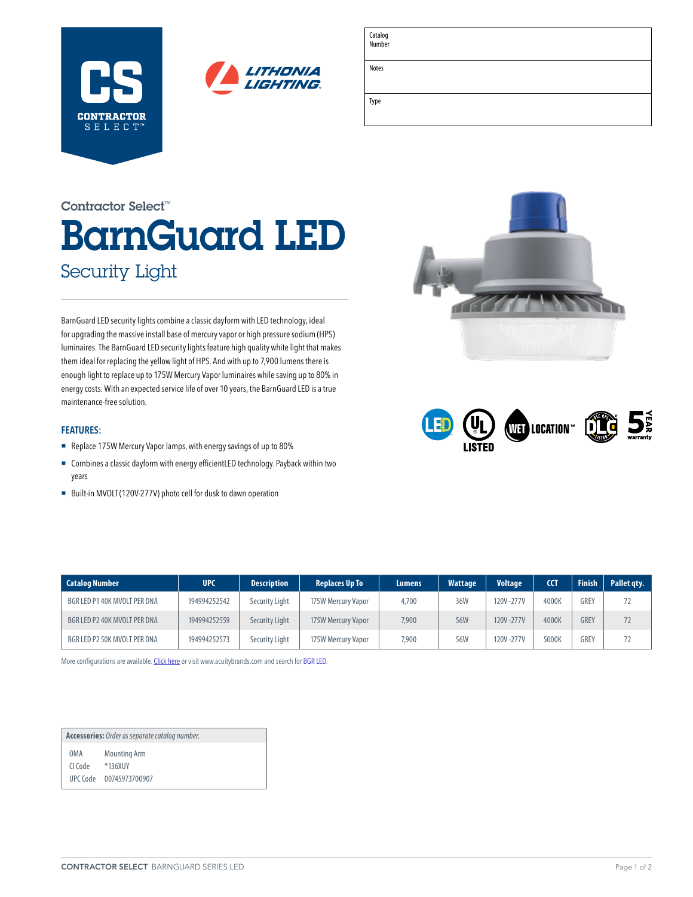CS CONTRACTOR SELECT™

LITHONIA LIGHTING.

| Catalog Number | |
|---|---|
| Notes | |
| Type | |

Contractor Select™

# BarnGuard LED

## Security Light

BarnGuard LED security lights combine a classic dayform with LED technology, ideal for upgrading the massive install base of mercury vapor or high pressure sodium (HPS) luminaires. The BarnGuard LED security lights feature high quality white light that makes them ideal for replacing the yellow light of HPS. And with up to 7,900 lumens there is enough light to replace up to 175W Mercury Vapor luminaires while saving up to 80% in energy costs. With an expected service life of over 10 years, the BarnGuard LED is a true maintenance-free solution.

### FEATURES:

- Replace 175W Mercury Vapor lamps, with energy savings of up to 80%
- Combines a classic dayform with energy efficientLED technology. Payback within two years
- Built-in MVOLT (120V-277V) photo cell for dusk to dawn operation

LED | UL LISTED | WET LOCATION™ | DLC LISTED | 5 YEAR warranty

| Catalog Number | UPC | Description | Replaces Up To | Lumens | Wattage | Voltage | CCT | Finish | Pallet qty. |
|---|---|---|---|---|---|---|---|---|---|
| BGR LED P1 40K MVOLT PER DNA | 194994252542 | Security Light | 175W Mercury Vapor | 4,700 | 36W | 120V -277V | 4000K | GREY | 72 |
| BGR LED P2 40K MVOLT PER DNA | 194994252559 | Security Light | 175W Mercury Vapor | 7,900 | 56W | 120V -277V | 4000K | GREY | 72 |
| BGR LED P2 50K MVOLT PER DNA | 194994252573 | Security Light | 175W Mercury Vapor | 7,900 | 56W | 120V -277V | 5000K | GREY | 72 |

More configurations are available. Click here or visit www.acuitybrands.com and search for BGR LED.

| **Accessories:** *Order as separate catalog number.* | |
|---|---|
| OMA | Mounting Arm |
| CI Code | *136XUY |
| UPC Code | 00745973700907 |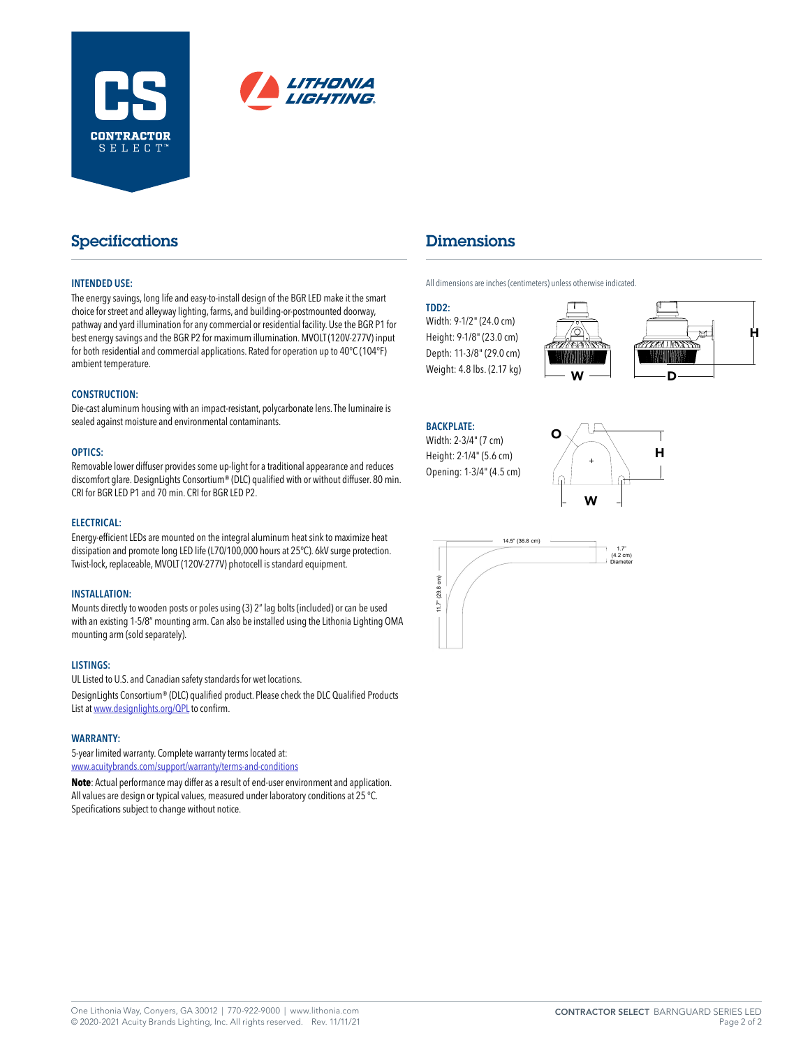CS CONTRACTOR SELECT™

LITHONIA LIGHTING®

## Specifications

### INTENDED USE:

The energy savings, long life and easy-to-install design of the BGR LED make it the smart choice for street and alleyway lighting, farms, and building-or-postmounted doorway, pathway and yard illumination for any commercial or residential facility. Use the BGR P1 for best energy savings and the BGR P2 for maximum illumination. MVOLT (120V-277V) input for both residential and commercial applications. Rated for operation up to 40°C (104°F) ambient temperature.

### CONSTRUCTION:

Die-cast aluminum housing with an impact-resistant, polycarbonate lens. The luminaire is sealed against moisture and environmental contaminants.

### OPTICS:

Removable lower diffuser provides some up-light for a traditional appearance and reduces discomfort glare. DesignLights Consortium® (DLC) qualified with or without diffuser. 80 min. CRI for BGR LED P1 and 70 min. CRI for BGR LED P2.

### ELECTRICAL:

Energy-efficient LEDs are mounted on the integral aluminum heat sink to maximize heat dissipation and promote long LED life (L70/100,000 hours at 25°C). 6kV surge protection. Twist-lock, replaceable, MVOLT (120V-277V) photocell is standard equipment.

### INSTALLATION:

Mounts directly to wooden posts or poles using (3) 2" lag bolts (included) or can be used with an existing 1-5/8" mounting arm. Can also be installed using the Lithonia Lighting OMA mounting arm (sold separately).

### LISTINGS:

UL Listed to U.S. and Canadian safety standards for wet locations.

DesignLights Consortium® (DLC) qualified product. Please check the DLC Qualified Products List at www.designlights.org/QPL to confirm.

### WARRANTY:

5-year limited warranty. Complete warranty terms located at:
www.acuitybrands.com/support/warranty/terms-and-conditions

**Note**: Actual performance may differ as a result of end-user environment and application. All values are design or typical values, measured under laboratory conditions at 25 °C. Specifications subject to change without notice.

## Dimensions

All dimensions are inches (centimeters) unless otherwise indicated.

### TDD2:

Width: 9-1/2" (24.0 cm)
Height: 9-1/8" (23.0 cm)
Depth: 11-3/8" (29.0 cm)
Weight: 4.8 lbs. (2.17 kg)

W
D
H

### BACKPLATE:

Width: 2-3/4" (7 cm)
Height: 2-1/4" (5.6 cm)
Opening: 1-3/4" (4.5 cm)

O
H
W

14.5" (36.8 cm)
1.7" (4.2 cm) Diameter
11.7" (29.8 cm)

One Lithonia Way, Conyers, GA 30012 | 770-922-9000 | www.lithonia.com
© 2020-2021 Acuity Brands Lighting, Inc. All rights reserved. Rev. 11/11/21

CONTRACTOR SELECT BARNGUARD SERIES LED